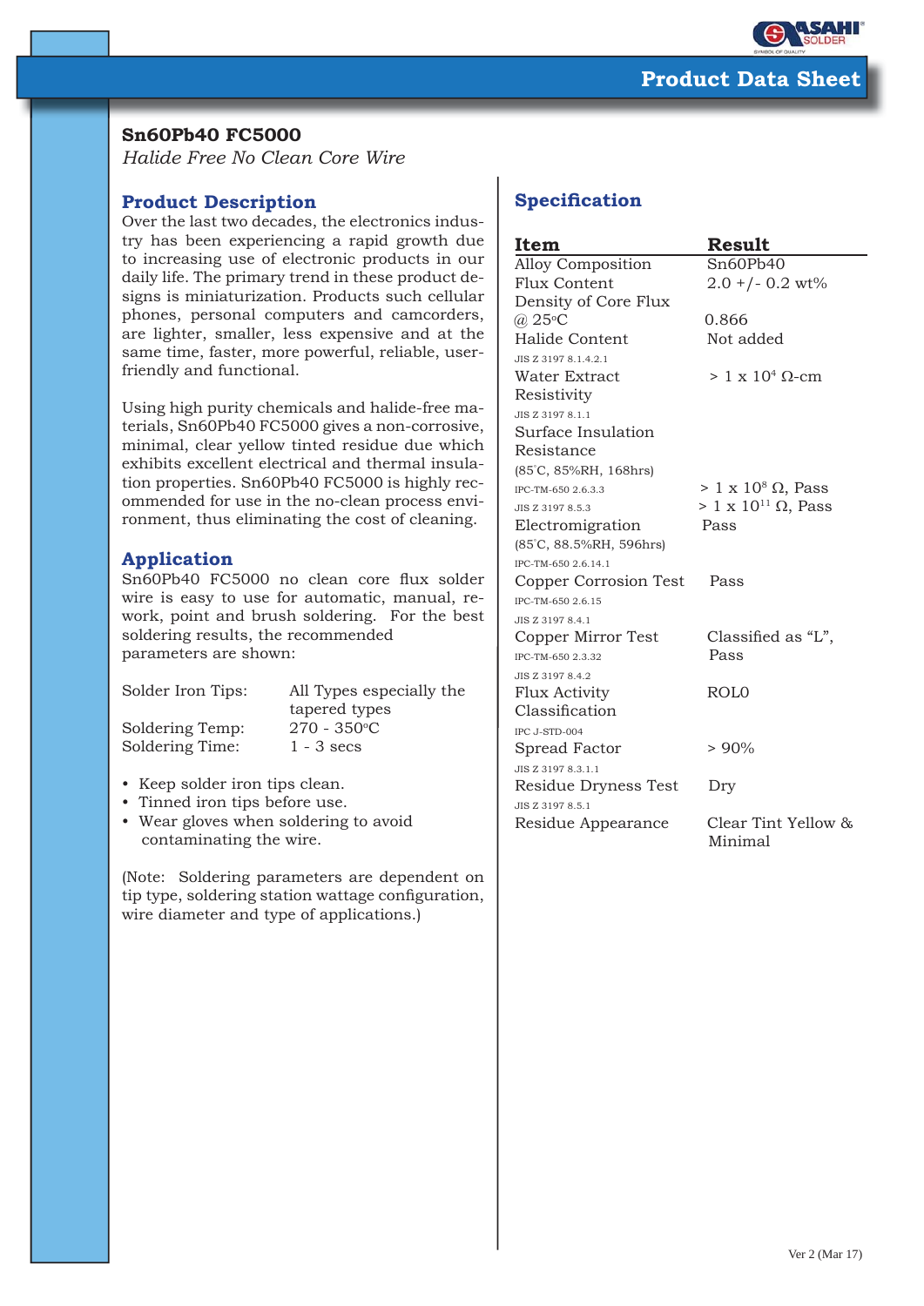# Product Data Sheet

## Sn60Pb40 FC5000

*Halide Free No Clean Core Wire*

### Product Description

Over the last two decades, the electronics industry has been experiencing a rapid growth due to increasing use of electronic products in our daily life. The primary trend in these product designs is miniaturization. Products such cellular phones, personal computers and camcorders, are lighter, smaller, less expensive and at the same time, faster, more powerful, reliable, user-friendly and functional.

Using high purity chemicals and halide-free materials, Sn60Pb40 FC5000 gives a non-corrosive, minimal, clear yellow tinted residue due which exhibits excellent electrical and thermal insulation properties. Sn60Pb40 FC5000 is highly recommended for use in the no-clean process environment, thus eliminating the cost of cleaning.

### Application

Sn60Pb40 FC5000 no clean core flux solder wire is easy to use for automatic, manual, rework, point and brush soldering. For the best soldering results, the recommended parameters are shown:

| | |
|---|---|
| Solder Iron Tips: | All Types especially the tapered types |
| Soldering Temp: | 270 - 350°C |
| Soldering Time: | 1 - 3 secs |

- Keep solder iron tips clean.
- Tinned iron tips before use.
- Wear gloves when soldering to avoid contaminating the wire.

(Note: Soldering parameters are dependent on tip type, soldering station wattage configuration, wire diameter and type of applications.)

### Specification

| Item | Result |
|---|---|
| Alloy Composition | Sn60Pb40 |
| Flux Content | 2.0 +/- 0.2 wt% |
| Density of Core Flux @ 25°C | 0.866 |
| Halide Content<br>JIS Z 3197 8.1.4.2.1 | Not added |
| Water Extract Resistivity<br>JIS Z 3197 8.1.1 | > 1 x $10^4$ Ω-cm |
| Surface Insulation Resistance<br>(85°C, 85%RH, 168hrs)<br>IPC-TM-650 2.6.3.3<br>JIS Z 3197 8.5.3 | <br><br>> 1 x $10^8$ Ω, Pass<br>> 1 x $10^{11}$ Ω, Pass |
| Electromigration<br>(85°C, 88.5%RH, 596hrs)<br>IPC-TM-650 2.6.14.1 | Pass |
| Copper Corrosion Test<br>IPC-TM-650 2.6.15<br>JIS Z 3197 8.4.1 | Pass |
| Copper Mirror Test<br>IPC-TM-650 2.3.32<br>JIS Z 3197 8.4.2 | Classified as "L", Pass |
| Flux Activity Classification<br>IPC J-STD-004 | ROL0 |
| Spread Factor<br>JIS Z 3197 8.3.1.1 | > 90% |
| Residue Dryness Test<br>JIS Z 3197 8.5.1 | Dry |
| Residue Appearance | Clear Tint Yellow & Minimal |

Ver 2 (Mar 17)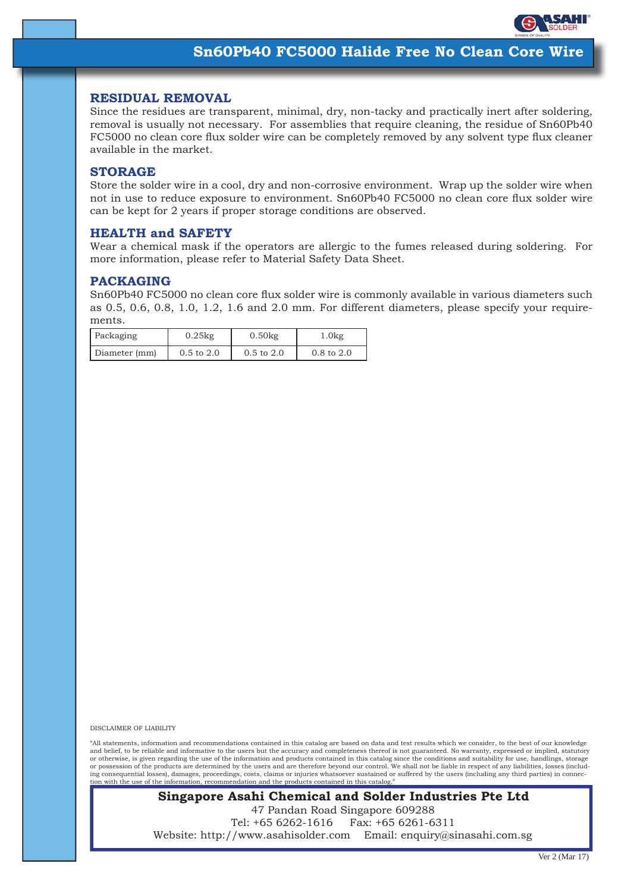## RESIDUAL REMOVAL

Since the residues are transparent, minimal, dry, non-tacky and practically inert after soldering, removal is usually not necessary. For assemblies that require cleaning, the residue of Sn60Pb40 FC5000 no clean core flux solder wire can be completely removed by any solvent type flux cleaner available in the market.

## STORAGE

Store the solder wire in a cool, dry and non-corrosive environment. Wrap up the solder wire when not in use to reduce exposure to environment. Sn60Pb40 FC5000 no clean core flux solder wire can be kept for 2 years if proper storage conditions are observed.

## HEALTH and SAFETY

Wear a chemical mask if the operators are allergic to the fumes released during soldering. For more information, please refer to Material Safety Data Sheet.

## PACKAGING

Sn60Pb40 FC5000 no clean core flux solder wire is commonly available in various diameters such as 0.5, 0.6, 0.8, 1.0, 1.2, 1.6 and 2.0 mm. For different diameters, please specify your requirements.

| Packaging | 0.25kg | 0.50kg | 1.0kg |
|---|---|---|---|
| Diameter (mm) | 0.5 to 2.0 | 0.5 to 2.0 | 0.8 to 2.0 |

DISCLAIMER OF LIABILITY

"All statements, information and recommendations contained in this catalog are based on data and test results which we consider, to the best of our knowledge and belief, to be reliable and informative to the users but the accuracy and completeness thereof is not guaranteed. No warranty, expressed or implied, statutory or otherwise, is given regarding the use of the information and products contained in this catalog since the conditions and suitability for use, handlings, storage or possession of the products are determined by the users and are therefore beyond our control. We shall not be liable in respect of any liabilities, losses (including consequential losses), damages, proceedings, costs, claims or injuries whatsoever sustained or suffered by the users (including any third parties) in connection with the use of the information, recommendation and the products contained in this catalog."

**Singapore Asahi Chemical and Solder Industries Pte Ltd**
47 Pandan Road Singapore 609288
Tel: +65 6262-1616 Fax: +65 6261-6311
Website: http://www.asahisolder.com Email: enquiry@sinasahi.com.sg

Ver 2 (Mar 17)